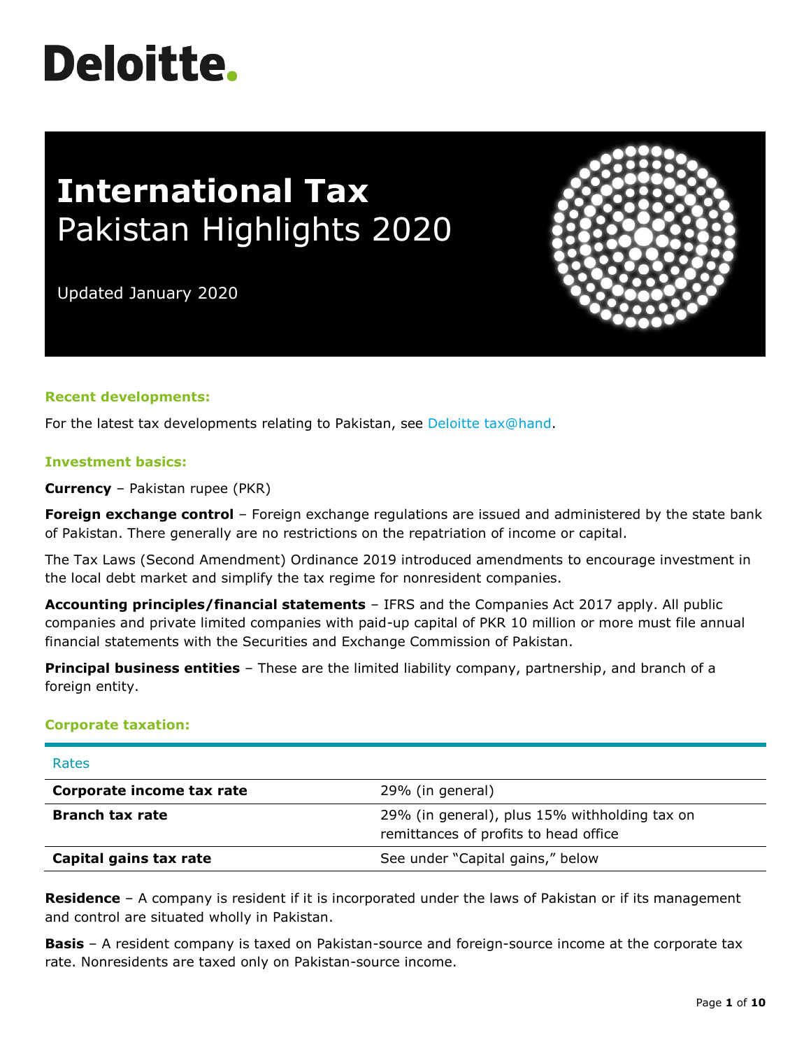# Deloitte.

# International Tax
## Pakistan Highlights 2020

Updated January 2020

### Recent developments:

For the latest tax developments relating to Pakistan, see Deloitte tax@hand.

### Investment basics:

**Currency** – Pakistan rupee (PKR)

**Foreign exchange control** – Foreign exchange regulations are issued and administered by the state bank of Pakistan. There generally are no restrictions on the repatriation of income or capital.

The Tax Laws (Second Amendment) Ordinance 2019 introduced amendments to encourage investment in the local debt market and simplify the tax regime for nonresident companies.

**Accounting principles/financial statements** – IFRS and the Companies Act 2017 apply. All public companies and private limited companies with paid-up capital of PKR 10 million or more must file annual financial statements with the Securities and Exchange Commission of Pakistan.

**Principal business entities** – These are the limited liability company, partnership, and branch of a foreign entity.

### Corporate taxation:

| Rates | |
|---|---|
| **Corporate income tax rate** | 29% (in general) |
| **Branch tax rate** | 29% (in general), plus 15% withholding tax on remittances of profits to head office |
| **Capital gains tax rate** | See under "Capital gains," below |

**Residence** – A company is resident if it is incorporated under the laws of Pakistan or if its management and control are situated wholly in Pakistan.

**Basis** – A resident company is taxed on Pakistan-source and foreign-source income at the corporate tax rate. Nonresidents are taxed only on Pakistan-source income.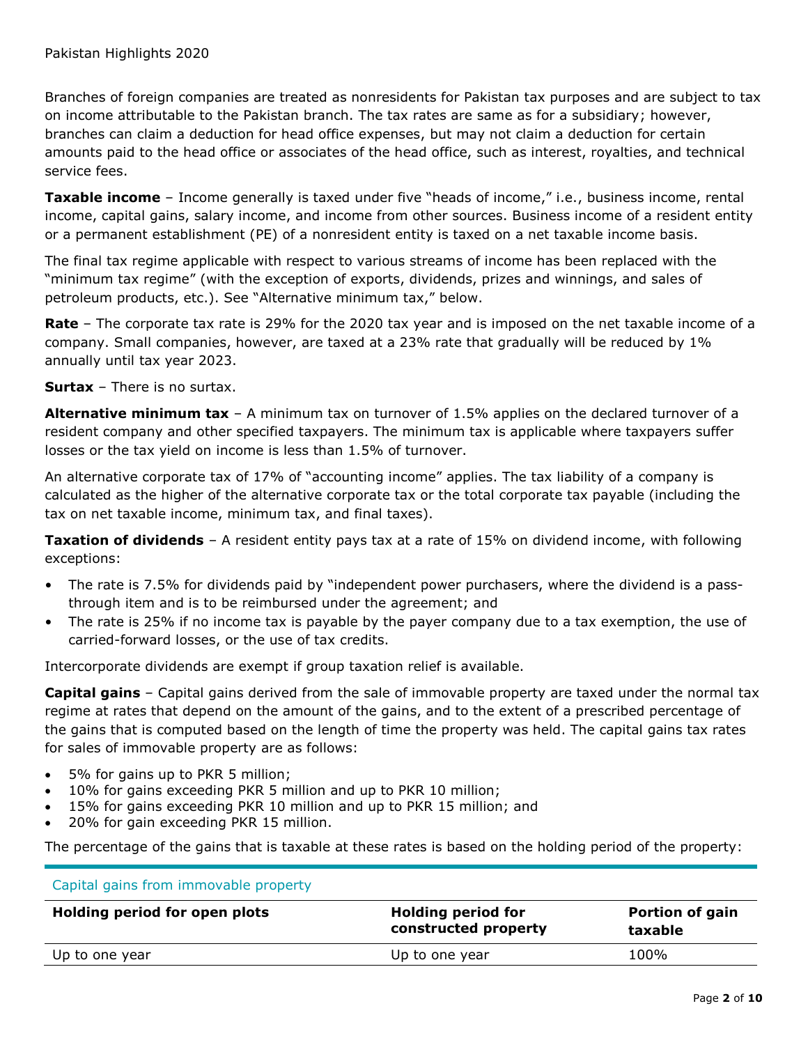Branches of foreign companies are treated as nonresidents for Pakistan tax purposes and are subject to tax on income attributable to the Pakistan branch. The tax rates are same as for a subsidiary; however, branches can claim a deduction for head office expenses, but may not claim a deduction for certain amounts paid to the head office or associates of the head office, such as interest, royalties, and technical service fees.

**Taxable income** – Income generally is taxed under five "heads of income," i.e., business income, rental income, capital gains, salary income, and income from other sources. Business income of a resident entity or a permanent establishment (PE) of a nonresident entity is taxed on a net taxable income basis.

The final tax regime applicable with respect to various streams of income has been replaced with the "minimum tax regime" (with the exception of exports, dividends, prizes and winnings, and sales of petroleum products, etc.). See "Alternative minimum tax," below.

**Rate** – The corporate tax rate is 29% for the 2020 tax year and is imposed on the net taxable income of a company. Small companies, however, are taxed at a 23% rate that gradually will be reduced by 1% annually until tax year 2023.

**Surtax** – There is no surtax.

**Alternative minimum tax** – A minimum tax on turnover of 1.5% applies on the declared turnover of a resident company and other specified taxpayers. The minimum tax is applicable where taxpayers suffer losses or the tax yield on income is less than 1.5% of turnover.

An alternative corporate tax of 17% of "accounting income" applies. The tax liability of a company is calculated as the higher of the alternative corporate tax or the total corporate tax payable (including the tax on net taxable income, minimum tax, and final taxes).

**Taxation of dividends** – A resident entity pays tax at a rate of 15% on dividend income, with following exceptions:

- The rate is 7.5% for dividends paid by "independent power purchasers, where the dividend is a pass-through item and is to be reimbursed under the agreement; and
- The rate is 25% if no income tax is payable by the payer company due to a tax exemption, the use of carried-forward losses, or the use of tax credits.

Intercorporate dividends are exempt if group taxation relief is available.

**Capital gains** – Capital gains derived from the sale of immovable property are taxed under the normal tax regime at rates that depend on the amount of the gains, and to the extent of a prescribed percentage of the gains that is computed based on the length of time the property was held. The capital gains tax rates for sales of immovable property are as follows:

- 5% for gains up to PKR 5 million;
- 10% for gains exceeding PKR 5 million and up to PKR 10 million;
- 15% for gains exceeding PKR 10 million and up to PKR 15 million; and
- 20% for gain exceeding PKR 15 million.

The percentage of the gains that is taxable at these rates is based on the holding period of the property:

Capital gains from immovable property

| Holding period for open plots | Holding period for constructed property | Portion of gain taxable |
|---|---|---|
| Up to one year | Up to one year | 100% |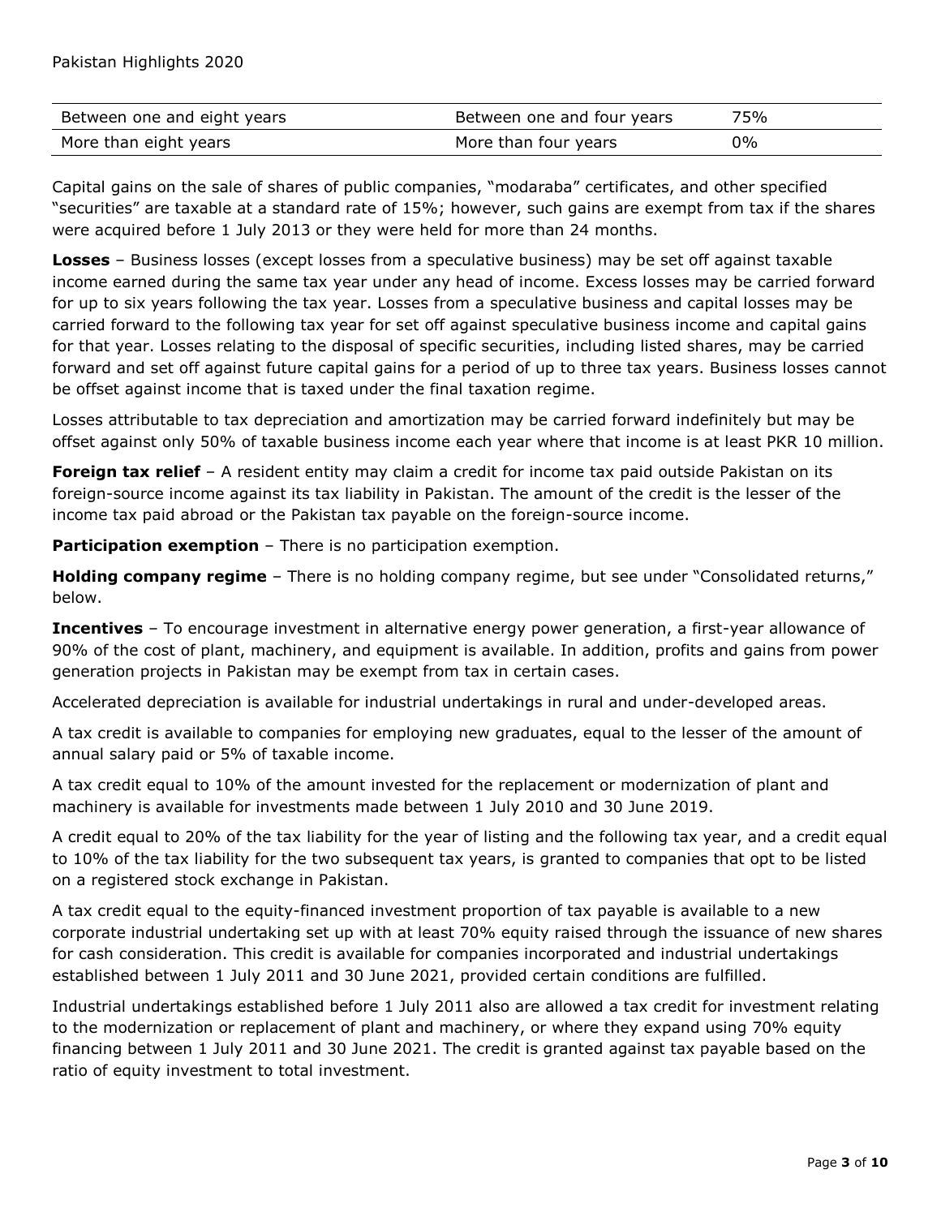| | | |
|---|---|---|
| Between one and eight years | Between one and four years | 75% |
| More than eight years | More than four years | 0% |

Capital gains on the sale of shares of public companies, "modaraba" certificates, and other specified "securities" are taxable at a standard rate of 15%; however, such gains are exempt from tax if the shares were acquired before 1 July 2013 or they were held for more than 24 months.

**Losses** – Business losses (except losses from a speculative business) may be set off against taxable income earned during the same tax year under any head of income. Excess losses may be carried forward for up to six years following the tax year. Losses from a speculative business and capital losses may be carried forward to the following tax year for set off against speculative business income and capital gains for that year. Losses relating to the disposal of specific securities, including listed shares, may be carried forward and set off against future capital gains for a period of up to three tax years. Business losses cannot be offset against income that is taxed under the final taxation regime.

Losses attributable to tax depreciation and amortization may be carried forward indefinitely but may be offset against only 50% of taxable business income each year where that income is at least PKR 10 million.

**Foreign tax relief** – A resident entity may claim a credit for income tax paid outside Pakistan on its foreign-source income against its tax liability in Pakistan. The amount of the credit is the lesser of the income tax paid abroad or the Pakistan tax payable on the foreign-source income.

**Participation exemption** – There is no participation exemption.

**Holding company regime** – There is no holding company regime, but see under "Consolidated returns," below.

**Incentives** – To encourage investment in alternative energy power generation, a first-year allowance of 90% of the cost of plant, machinery, and equipment is available. In addition, profits and gains from power generation projects in Pakistan may be exempt from tax in certain cases.

Accelerated depreciation is available for industrial undertakings in rural and under-developed areas.

A tax credit is available to companies for employing new graduates, equal to the lesser of the amount of annual salary paid or 5% of taxable income.

A tax credit equal to 10% of the amount invested for the replacement or modernization of plant and machinery is available for investments made between 1 July 2010 and 30 June 2019.

A credit equal to 20% of the tax liability for the year of listing and the following tax year, and a credit equal to 10% of the tax liability for the two subsequent tax years, is granted to companies that opt to be listed on a registered stock exchange in Pakistan.

A tax credit equal to the equity-financed investment proportion of tax payable is available to a new corporate industrial undertaking set up with at least 70% equity raised through the issuance of new shares for cash consideration. This credit is available for companies incorporated and industrial undertakings established between 1 July 2011 and 30 June 2021, provided certain conditions are fulfilled.

Industrial undertakings established before 1 July 2011 also are allowed a tax credit for investment relating to the modernization or replacement of plant and machinery, or where they expand using 70% equity financing between 1 July 2011 and 30 June 2021. The credit is granted against tax payable based on the ratio of equity investment to total investment.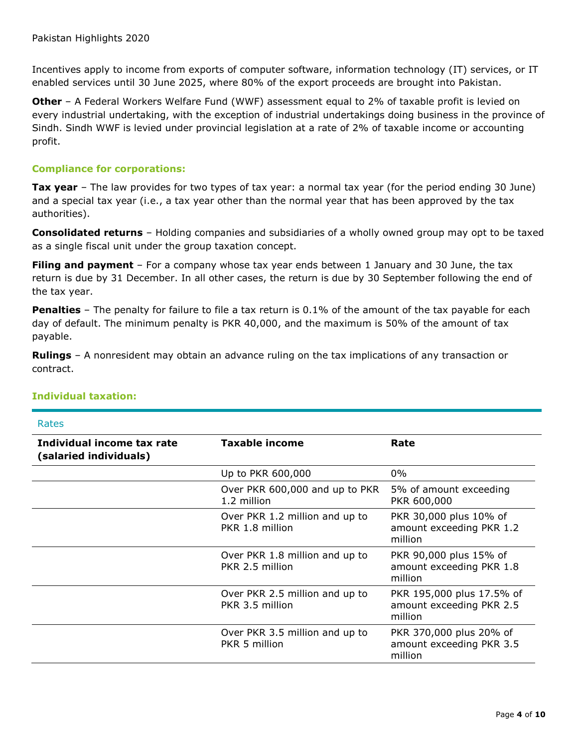Incentives apply to income from exports of computer software, information technology (IT) services, or IT enabled services until 30 June 2025, where 80% of the export proceeds are brought into Pakistan.

**Other** – A Federal Workers Welfare Fund (WWF) assessment equal to 2% of taxable profit is levied on every industrial undertaking, with the exception of industrial undertakings doing business in the province of Sindh. Sindh WWF is levied under provincial legislation at a rate of 2% of taxable income or accounting profit.

## Compliance for corporations:

**Tax year** – The law provides for two types of tax year: a normal tax year (for the period ending 30 June) and a special tax year (i.e., a tax year other than the normal year that has been approved by the tax authorities).

**Consolidated returns** – Holding companies and subsidiaries of a wholly owned group may opt to be taxed as a single fiscal unit under the group taxation concept.

**Filing and payment** – For a company whose tax year ends between 1 January and 30 June, the tax return is due by 31 December. In all other cases, the return is due by 30 September following the end of the tax year.

**Penalties** – The penalty for failure to file a tax return is 0.1% of the amount of the tax payable for each day of default. The minimum penalty is PKR 40,000, and the maximum is 50% of the amount of tax payable.

**Rulings** – A nonresident may obtain an advance ruling on the tax implications of any transaction or contract.

## Individual taxation:

Rates

| Individual income tax rate (salaried individuals) | Taxable income | Rate |
|---|---|---|
| | Up to PKR 600,000 | 0% |
| | Over PKR 600,000 and up to PKR 1.2 million | 5% of amount exceeding PKR 600,000 |
| | Over PKR 1.2 million and up to PKR 1.8 million | PKR 30,000 plus 10% of amount exceeding PKR 1.2 million |
| | Over PKR 1.8 million and up to PKR 2.5 million | PKR 90,000 plus 15% of amount exceeding PKR 1.8 million |
| | Over PKR 2.5 million and up to PKR 3.5 million | PKR 195,000 plus 17.5% of amount exceeding PKR 2.5 million |
| | Over PKR 3.5 million and up to PKR 5 million | PKR 370,000 plus 20% of amount exceeding PKR 3.5 million |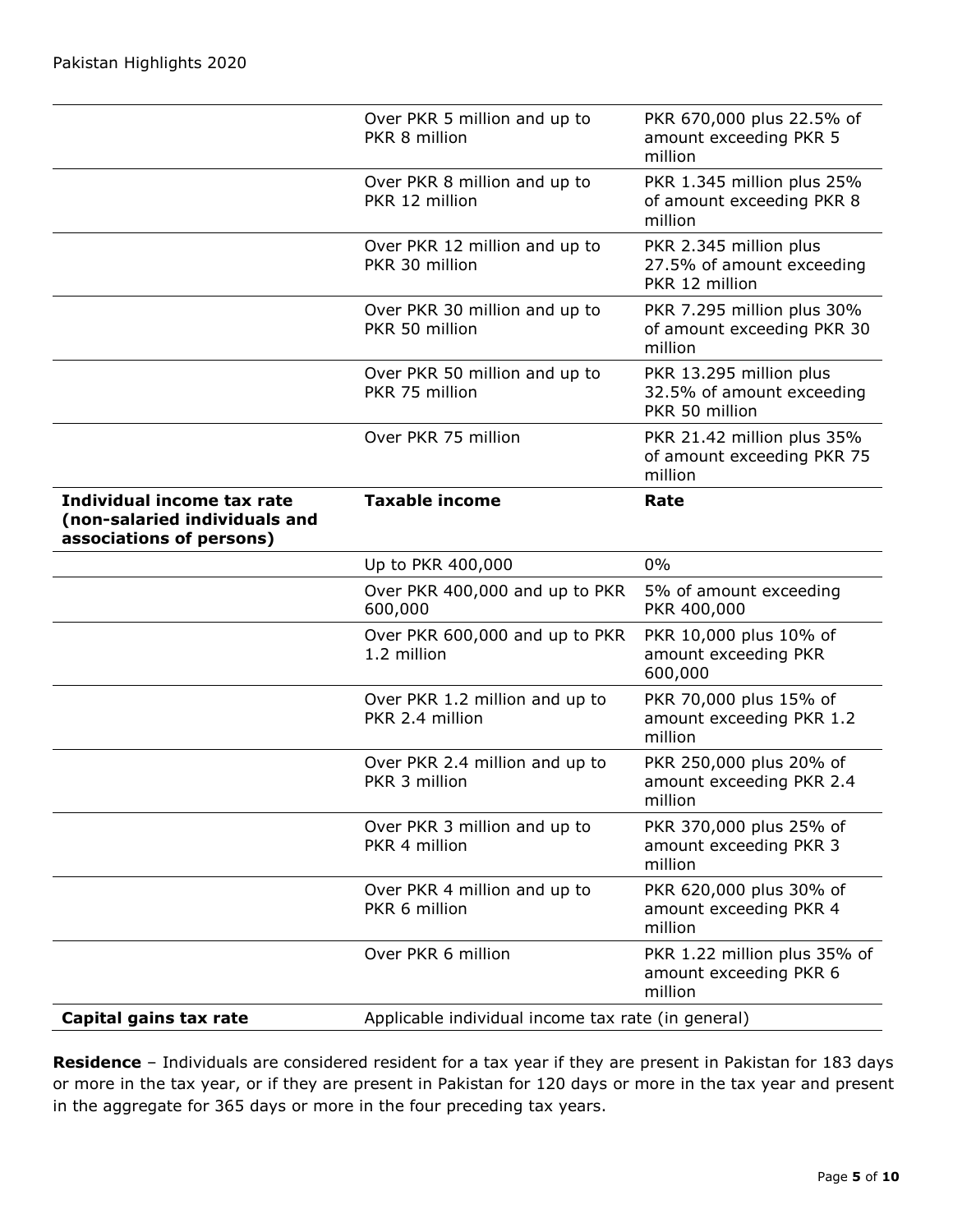| | | |
|---|---|---|
| | Over PKR 5 million and up to PKR 8 million | PKR 670,000 plus 22.5% of amount exceeding PKR 5 million |
| | Over PKR 8 million and up to PKR 12 million | PKR 1.345 million plus 25% of amount exceeding PKR 8 million |
| | Over PKR 12 million and up to PKR 30 million | PKR 2.345 million plus 27.5% of amount exceeding PKR 12 million |
| | Over PKR 30 million and up to PKR 50 million | PKR 7.295 million plus 30% of amount exceeding PKR 30 million |
| | Over PKR 50 million and up to PKR 75 million | PKR 13.295 million plus 32.5% of amount exceeding PKR 50 million |
| | Over PKR 75 million | PKR 21.42 million plus 35% of amount exceeding PKR 75 million |
| **Individual income tax rate (non-salaried individuals and associations of persons)** | **Taxable income** | **Rate** |
| | Up to PKR 400,000 | 0% |
| | Over PKR 400,000 and up to PKR 600,000 | 5% of amount exceeding PKR 400,000 |
| | Over PKR 600,000 and up to PKR 1.2 million | PKR 10,000 plus 10% of amount exceeding PKR 600,000 |
| | Over PKR 1.2 million and up to PKR 2.4 million | PKR 70,000 plus 15% of amount exceeding PKR 1.2 million |
| | Over PKR 2.4 million and up to PKR 3 million | PKR 250,000 plus 20% of amount exceeding PKR 2.4 million |
| | Over PKR 3 million and up to PKR 4 million | PKR 370,000 plus 25% of amount exceeding PKR 3 million |
| | Over PKR 4 million and up to PKR 6 million | PKR 620,000 plus 30% of amount exceeding PKR 4 million |
| | Over PKR 6 million | PKR 1.22 million plus 35% of amount exceeding PKR 6 million |
| **Capital gains tax rate** | Applicable individual income tax rate (in general) | |

**Residence** – Individuals are considered resident for a tax year if they are present in Pakistan for 183 days or more in the tax year, or if they are present in Pakistan for 120 days or more in the tax year and present in the aggregate for 365 days or more in the four preceding tax years.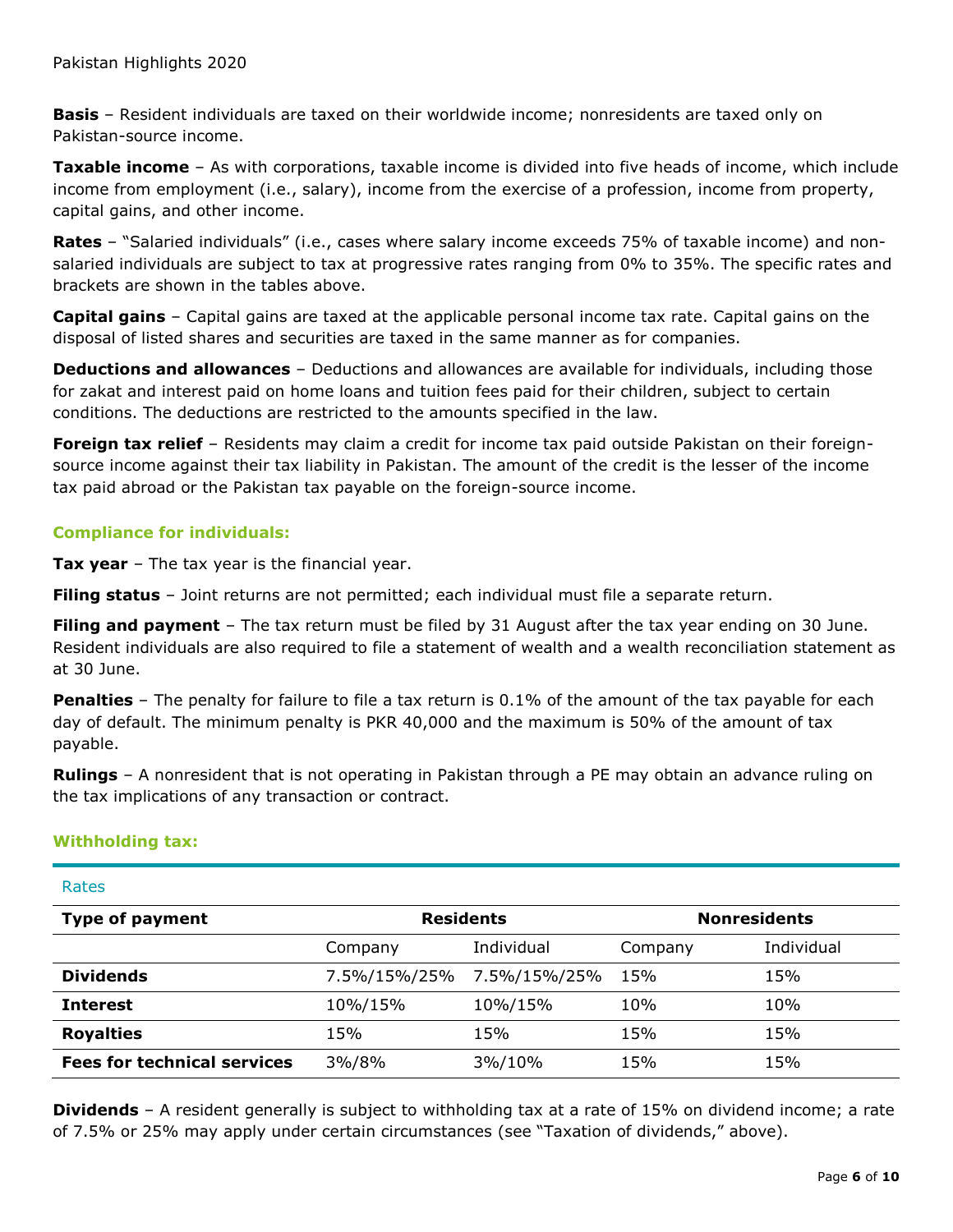**Basis** – Resident individuals are taxed on their worldwide income; nonresidents are taxed only on Pakistan-source income.

**Taxable income** – As with corporations, taxable income is divided into five heads of income, which include income from employment (i.e., salary), income from the exercise of a profession, income from property, capital gains, and other income.

**Rates** – "Salaried individuals" (i.e., cases where salary income exceeds 75% of taxable income) and non-salaried individuals are subject to tax at progressive rates ranging from 0% to 35%. The specific rates and brackets are shown in the tables above.

**Capital gains** – Capital gains are taxed at the applicable personal income tax rate. Capital gains on the disposal of listed shares and securities are taxed in the same manner as for companies.

**Deductions and allowances** – Deductions and allowances are available for individuals, including those for zakat and interest paid on home loans and tuition fees paid for their children, subject to certain conditions. The deductions are restricted to the amounts specified in the law.

**Foreign tax relief** – Residents may claim a credit for income tax paid outside Pakistan on their foreign-source income against their tax liability in Pakistan. The amount of the credit is the lesser of the income tax paid abroad or the Pakistan tax payable on the foreign-source income.

## Compliance for individuals:

**Tax year** – The tax year is the financial year.

**Filing status** – Joint returns are not permitted; each individual must file a separate return.

**Filing and payment** – The tax return must be filed by 31 August after the tax year ending on 30 June. Resident individuals are also required to file a statement of wealth and a wealth reconciliation statement as at 30 June.

**Penalties** – The penalty for failure to file a tax return is 0.1% of the amount of the tax payable for each day of default. The minimum penalty is PKR 40,000 and the maximum is 50% of the amount of tax payable.

**Rulings** – A nonresident that is not operating in Pakistan through a PE may obtain an advance ruling on the tax implications of any transaction or contract.

## Withholding tax:

Rates

| Type of payment | Residents | | Nonresidents | |
|---|---|---|---|---|
| | Company | Individual | Company | Individual |
| **Dividends** | 7.5%/15%/25% | 7.5%/15%/25% | 15% | 15% |
| **Interest** | 10%/15% | 10%/15% | 10% | 10% |
| **Royalties** | 15% | 15% | 15% | 15% |
| **Fees for technical services** | 3%/8% | 3%/10% | 15% | 15% |

**Dividends** – A resident generally is subject to withholding tax at a rate of 15% on dividend income; a rate of 7.5% or 25% may apply under certain circumstances (see "Taxation of dividends," above).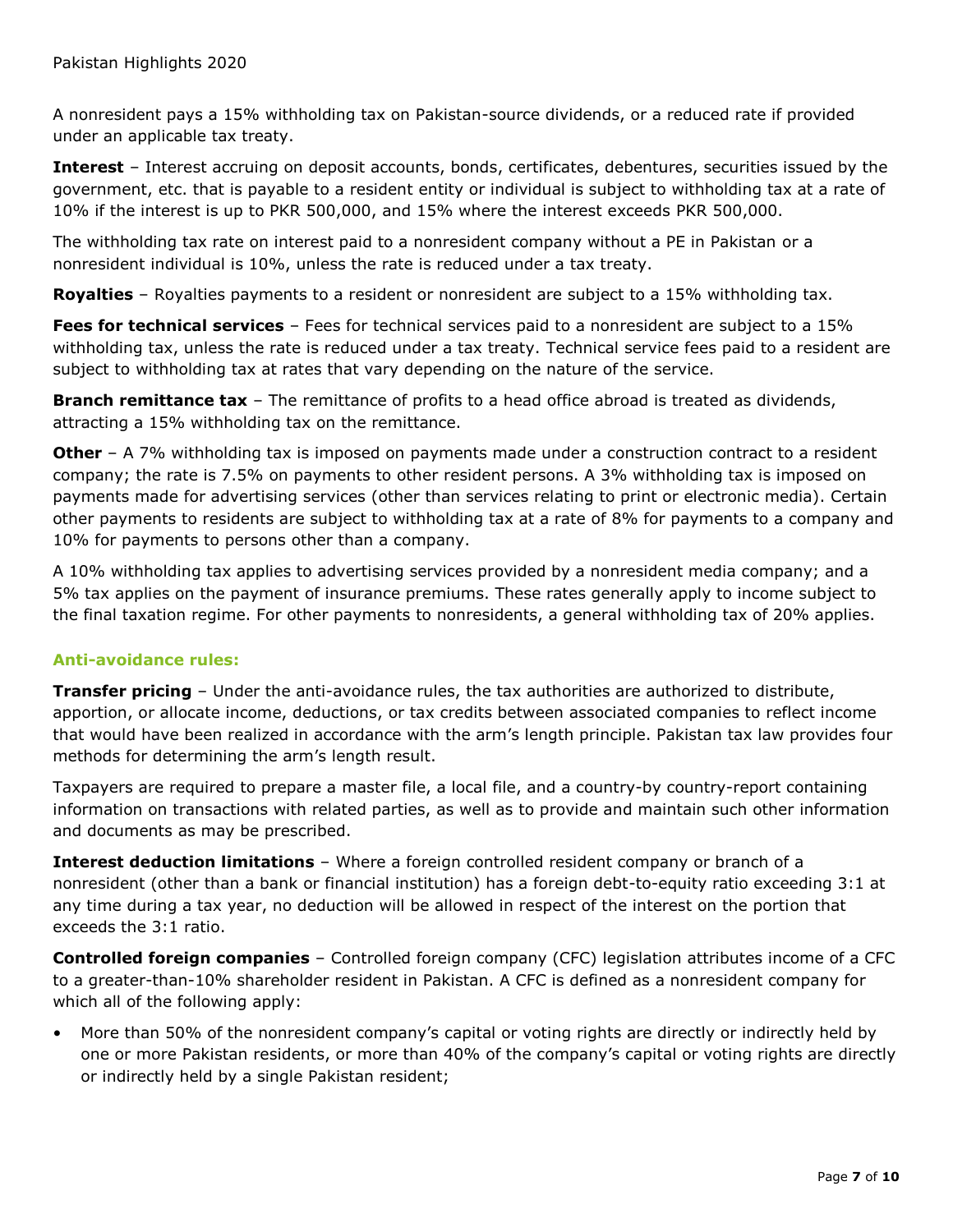A nonresident pays a 15% withholding tax on Pakistan-source dividends, or a reduced rate if provided under an applicable tax treaty.

**Interest** – Interest accruing on deposit accounts, bonds, certificates, debentures, securities issued by the government, etc. that is payable to a resident entity or individual is subject to withholding tax at a rate of 10% if the interest is up to PKR 500,000, and 15% where the interest exceeds PKR 500,000.

The withholding tax rate on interest paid to a nonresident company without a PE in Pakistan or a nonresident individual is 10%, unless the rate is reduced under a tax treaty.

**Royalties** – Royalties payments to a resident or nonresident are subject to a 15% withholding tax.

**Fees for technical services** – Fees for technical services paid to a nonresident are subject to a 15% withholding tax, unless the rate is reduced under a tax treaty. Technical service fees paid to a resident are subject to withholding tax at rates that vary depending on the nature of the service.

**Branch remittance tax** – The remittance of profits to a head office abroad is treated as dividends, attracting a 15% withholding tax on the remittance.

**Other** – A 7% withholding tax is imposed on payments made under a construction contract to a resident company; the rate is 7.5% on payments to other resident persons. A 3% withholding tax is imposed on payments made for advertising services (other than services relating to print or electronic media). Certain other payments to residents are subject to withholding tax at a rate of 8% for payments to a company and 10% for payments to persons other than a company.

A 10% withholding tax applies to advertising services provided by a nonresident media company; and a 5% tax applies on the payment of insurance premiums. These rates generally apply to income subject to the final taxation regime. For other payments to nonresidents, a general withholding tax of 20% applies.

### Anti-avoidance rules:

**Transfer pricing** – Under the anti-avoidance rules, the tax authorities are authorized to distribute, apportion, or allocate income, deductions, or tax credits between associated companies to reflect income that would have been realized in accordance with the arm's length principle. Pakistan tax law provides four methods for determining the arm's length result.

Taxpayers are required to prepare a master file, a local file, and a country-by country-report containing information on transactions with related parties, as well as to provide and maintain such other information and documents as may be prescribed.

**Interest deduction limitations** – Where a foreign controlled resident company or branch of a nonresident (other than a bank or financial institution) has a foreign debt-to-equity ratio exceeding 3:1 at any time during a tax year, no deduction will be allowed in respect of the interest on the portion that exceeds the 3:1 ratio.

**Controlled foreign companies** – Controlled foreign company (CFC) legislation attributes income of a CFC to a greater-than-10% shareholder resident in Pakistan. A CFC is defined as a nonresident company for which all of the following apply:

- More than 50% of the nonresident company's capital or voting rights are directly or indirectly held by one or more Pakistan residents, or more than 40% of the company's capital or voting rights are directly or indirectly held by a single Pakistan resident;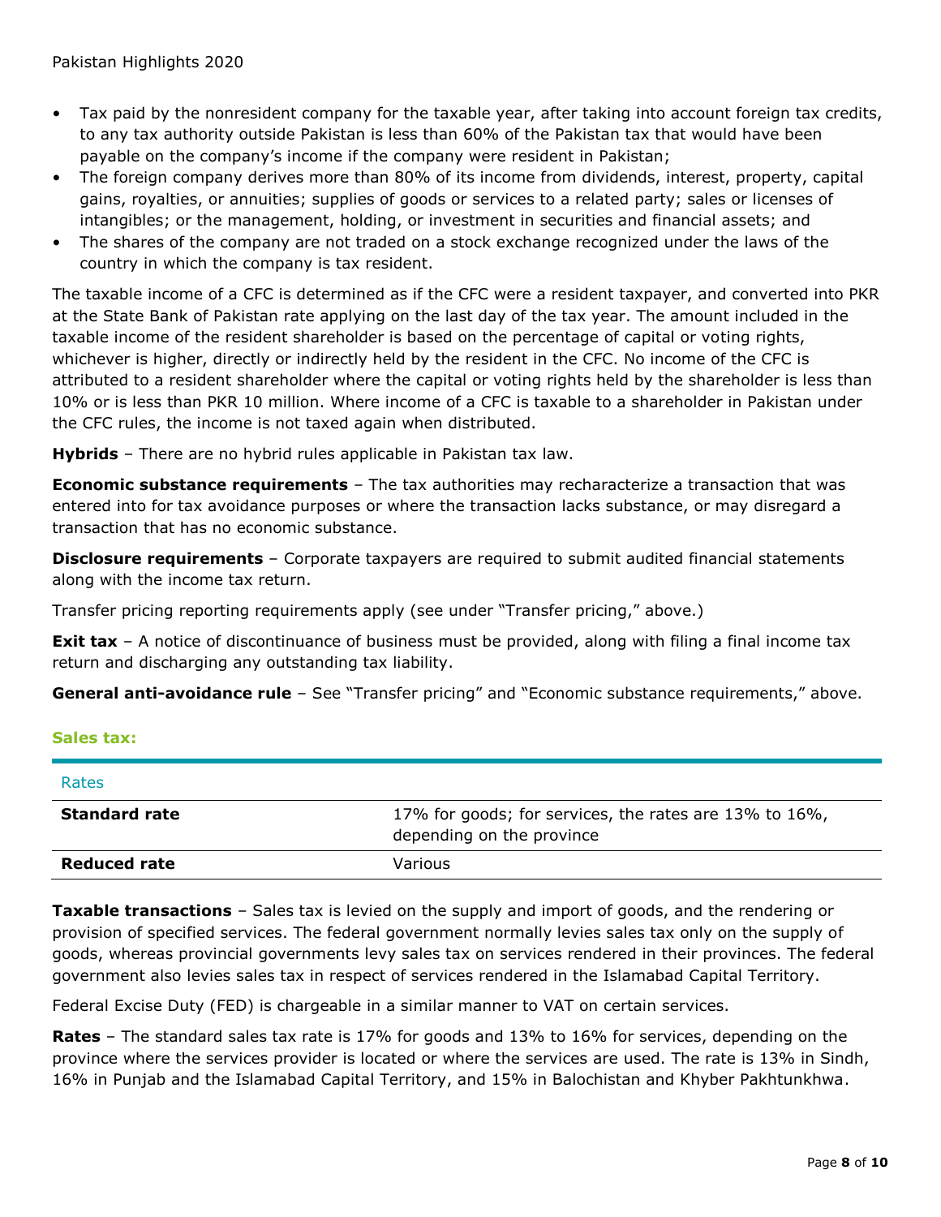- Tax paid by the nonresident company for the taxable year, after taking into account foreign tax credits, to any tax authority outside Pakistan is less than 60% of the Pakistan tax that would have been payable on the company's income if the company were resident in Pakistan;
- The foreign company derives more than 80% of its income from dividends, interest, property, capital gains, royalties, or annuities; supplies of goods or services to a related party; sales or licenses of intangibles; or the management, holding, or investment in securities and financial assets; and
- The shares of the company are not traded on a stock exchange recognized under the laws of the country in which the company is tax resident.

The taxable income of a CFC is determined as if the CFC were a resident taxpayer, and converted into PKR at the State Bank of Pakistan rate applying on the last day of the tax year. The amount included in the taxable income of the resident shareholder is based on the percentage of capital or voting rights, whichever is higher, directly or indirectly held by the resident in the CFC. No income of the CFC is attributed to a resident shareholder where the capital or voting rights held by the shareholder is less than 10% or is less than PKR 10 million. Where income of a CFC is taxable to a shareholder in Pakistan under the CFC rules, the income is not taxed again when distributed.

**Hybrids** – There are no hybrid rules applicable in Pakistan tax law.

**Economic substance requirements** – The tax authorities may recharacterize a transaction that was entered into for tax avoidance purposes or where the transaction lacks substance, or may disregard a transaction that has no economic substance.

**Disclosure requirements** – Corporate taxpayers are required to submit audited financial statements along with the income tax return.

Transfer pricing reporting requirements apply (see under "Transfer pricing," above.)

**Exit tax** – A notice of discontinuance of business must be provided, along with filing a final income tax return and discharging any outstanding tax liability.

**General anti-avoidance rule** – See "Transfer pricing" and "Economic substance requirements," above.

## Sales tax:

| Rates | |
|---|---|
| **Standard rate** | 17% for goods; for services, the rates are 13% to 16%, depending on the province |
| **Reduced rate** | Various |

**Taxable transactions** – Sales tax is levied on the supply and import of goods, and the rendering or provision of specified services. The federal government normally levies sales tax only on the supply of goods, whereas provincial governments levy sales tax on services rendered in their provinces. The federal government also levies sales tax in respect of services rendered in the Islamabad Capital Territory.

Federal Excise Duty (FED) is chargeable in a similar manner to VAT on certain services.

**Rates** – The standard sales tax rate is 17% for goods and 13% to 16% for services, depending on the province where the services provider is located or where the services are used. The rate is 13% in Sindh, 16% in Punjab and the Islamabad Capital Territory, and 15% in Balochistan and Khyber Pakhtunkhwa.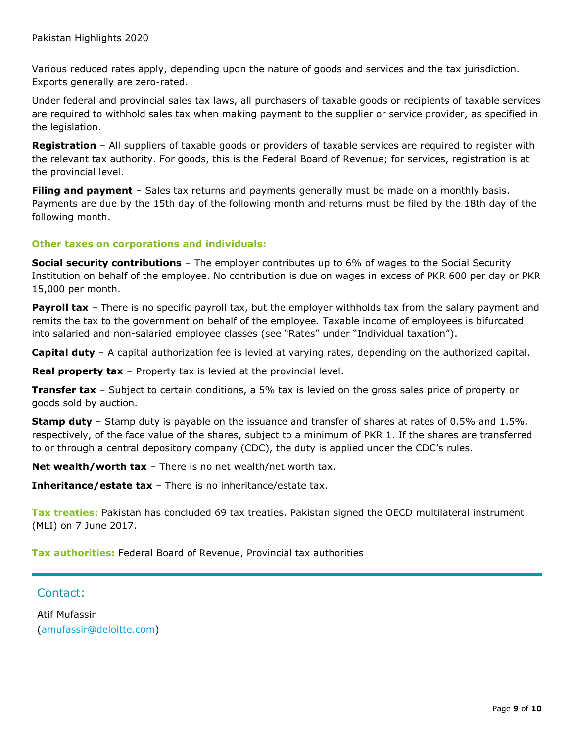Various reduced rates apply, depending upon the nature of goods and services and the tax jurisdiction. Exports generally are zero-rated.

Under federal and provincial sales tax laws, all purchasers of taxable goods or recipients of taxable services are required to withhold sales tax when making payment to the supplier or service provider, as specified in the legislation.

**Registration** – All suppliers of taxable goods or providers of taxable services are required to register with the relevant tax authority. For goods, this is the Federal Board of Revenue; for services, registration is at the provincial level.

**Filing and payment** – Sales tax returns and payments generally must be made on a monthly basis. Payments are due by the 15th day of the following month and returns must be filed by the 18th day of the following month.

**Other taxes on corporations and individuals:**

**Social security contributions** – The employer contributes up to 6% of wages to the Social Security Institution on behalf of the employee. No contribution is due on wages in excess of PKR 600 per day or PKR 15,000 per month.

**Payroll tax** – There is no specific payroll tax, but the employer withholds tax from the salary payment and remits the tax to the government on behalf of the employee. Taxable income of employees is bifurcated into salaried and non-salaried employee classes (see "Rates" under "Individual taxation").

**Capital duty** – A capital authorization fee is levied at varying rates, depending on the authorized capital.

**Real property tax** – Property tax is levied at the provincial level.

**Transfer tax** – Subject to certain conditions, a 5% tax is levied on the gross sales price of property or goods sold by auction.

**Stamp duty** – Stamp duty is payable on the issuance and transfer of shares at rates of 0.5% and 1.5%, respectively, of the face value of the shares, subject to a minimum of PKR 1. If the shares are transferred to or through a central depository company (CDC), the duty is applied under the CDC's rules.

**Net wealth/worth tax** – There is no net wealth/net worth tax.

**Inheritance/estate tax** – There is no inheritance/estate tax.

**Tax treaties:** Pakistan has concluded 69 tax treaties. Pakistan signed the OECD multilateral instrument (MLI) on 7 June 2017.

**Tax authorities:** Federal Board of Revenue, Provincial tax authorities

---

## Contact:

Atif Mufassir
(amufassir@deloitte.com)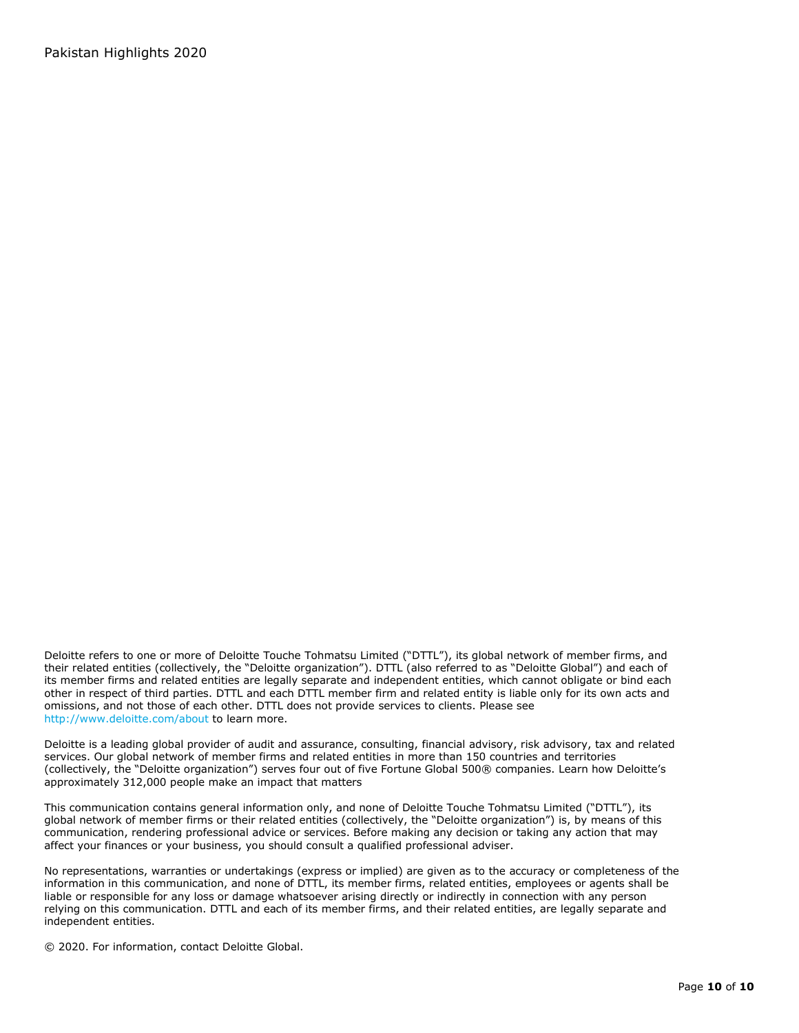Deloitte refers to one or more of Deloitte Touche Tohmatsu Limited ("DTTL"), its global network of member firms, and their related entities (collectively, the "Deloitte organization"). DTTL (also referred to as "Deloitte Global") and each of its member firms and related entities are legally separate and independent entities, which cannot obligate or bind each other in respect of third parties. DTTL and each DTTL member firm and related entity is liable only for its own acts and omissions, and not those of each other. DTTL does not provide services to clients. Please see http://www.deloitte.com/about to learn more.

Deloitte is a leading global provider of audit and assurance, consulting, financial advisory, risk advisory, tax and related services. Our global network of member firms and related entities in more than 150 countries and territories (collectively, the "Deloitte organization") serves four out of five Fortune Global 500® companies. Learn how Deloitte's approximately 312,000 people make an impact that matters

This communication contains general information only, and none of Deloitte Touche Tohmatsu Limited ("DTTL"), its global network of member firms or their related entities (collectively, the "Deloitte organization") is, by means of this communication, rendering professional advice or services. Before making any decision or taking any action that may affect your finances or your business, you should consult a qualified professional adviser.

No representations, warranties or undertakings (express or implied) are given as to the accuracy or completeness of the information in this communication, and none of DTTL, its member firms, related entities, employees or agents shall be liable or responsible for any loss or damage whatsoever arising directly or indirectly in connection with any person relying on this communication. DTTL and each of its member firms, and their related entities, are legally separate and independent entities.

© 2020. For information, contact Deloitte Global.